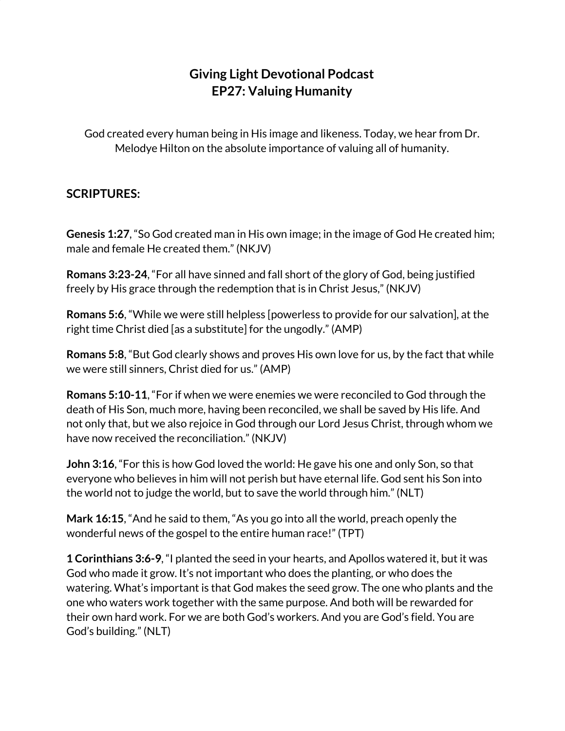# Giving Light Devotional Podcast
# EP27: Valuing Humanity

God created every human being in His image and likeness. Today, we hear from Dr. Melodye Hilton on the absolute importance of valuing all of humanity.

## SCRIPTURES:

**Genesis 1:27**, "So God created man in His own image; in the image of God He created him; male and female He created them." (NKJV)

**Romans 3:23-24**, "For all have sinned and fall short of the glory of God, being justified freely by His grace through the redemption that is in Christ Jesus," (NKJV)

**Romans 5:6**, "While we were still helpless [powerless to provide for our salvation], at the right time Christ died [as a substitute] for the ungodly." (AMP)

**Romans 5:8**, "But God clearly shows and proves His own love for us, by the fact that while we were still sinners, Christ died for us." (AMP)

**Romans 5:10-11**, "For if when we were enemies we were reconciled to God through the death of His Son, much more, having been reconciled, we shall be saved by His life. And not only that, but we also rejoice in God through our Lord Jesus Christ, through whom we have now received the reconciliation." (NKJV)

**John 3:16**, "For this is how God loved the world: He gave his one and only Son, so that everyone who believes in him will not perish but have eternal life. God sent his Son into the world not to judge the world, but to save the world through him." (NLT)

**Mark 16:15**, "And he said to them, "As you go into all the world, preach openly the wonderful news of the gospel to the entire human race!" (TPT)

**1 Corinthians 3:6-9**, "I planted the seed in your hearts, and Apollos watered it, but it was God who made it grow. It's not important who does the planting, or who does the watering. What's important is that God makes the seed grow. The one who plants and the one who waters work together with the same purpose. And both will be rewarded for their own hard work. For we are both God's workers. And you are God's field. You are God's building." (NLT)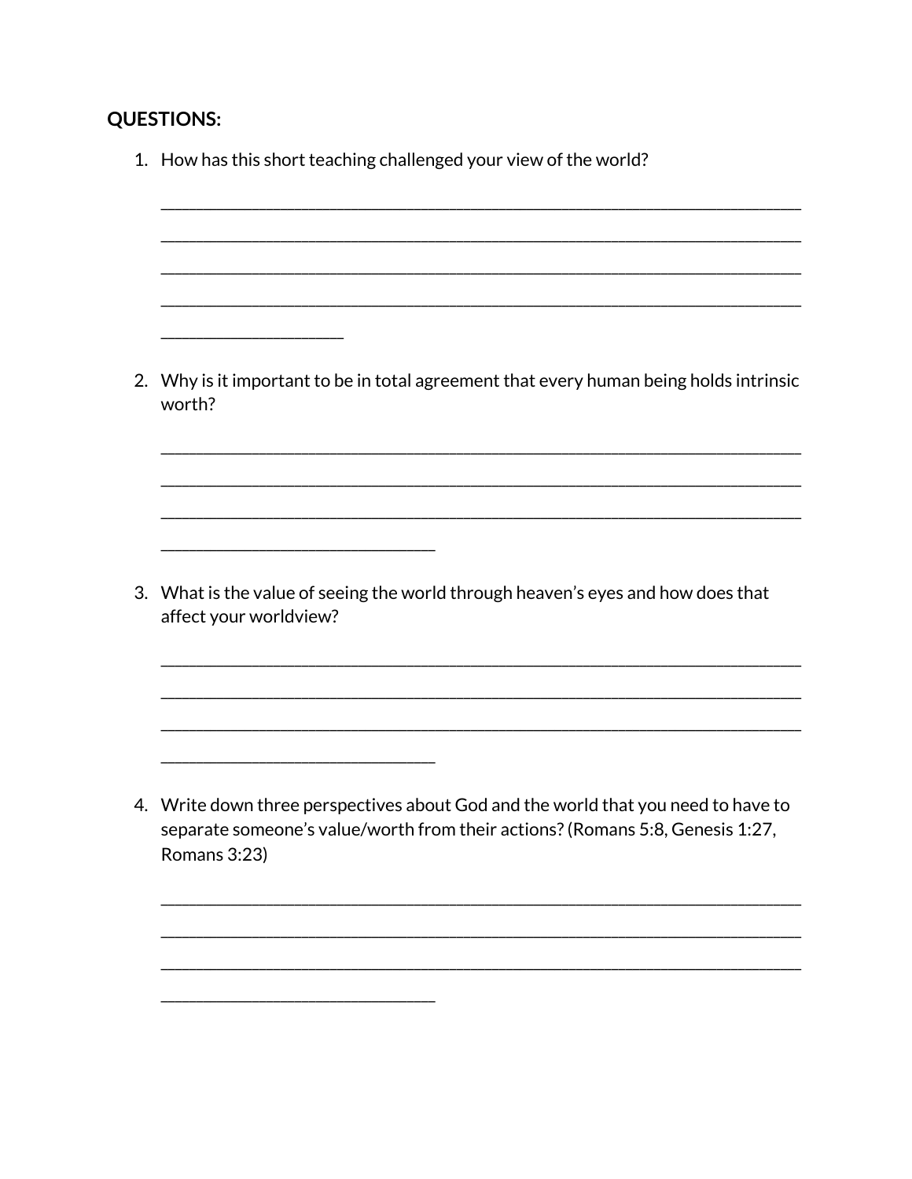**QUESTIONS:**

1. How has this short teaching challenged your view of the world?

   ____________________________________________________________________________
   ____________________________________________________________________________
   ____________________________________________________________________________
   ____________________________________________________________________________
   ____________________

2. Why is it important to be in total agreement that every human being holds intrinsic worth?

   ____________________________________________________________________________
   ____________________________________________________________________________
   ____________________________________________________________________________
   ______________________________

3. What is the value of seeing the world through heaven's eyes and how does that affect your worldview?

   ____________________________________________________________________________
   ____________________________________________________________________________
   ____________________________________________________________________________
   ______________________________

4. Write down three perspectives about God and the world that you need to have to separate someone's value/worth from their actions? (Romans 5:8, Genesis 1:27, Romans 3:23)

   ____________________________________________________________________________
   ____________________________________________________________________________
   ____________________________________________________________________________
   ______________________________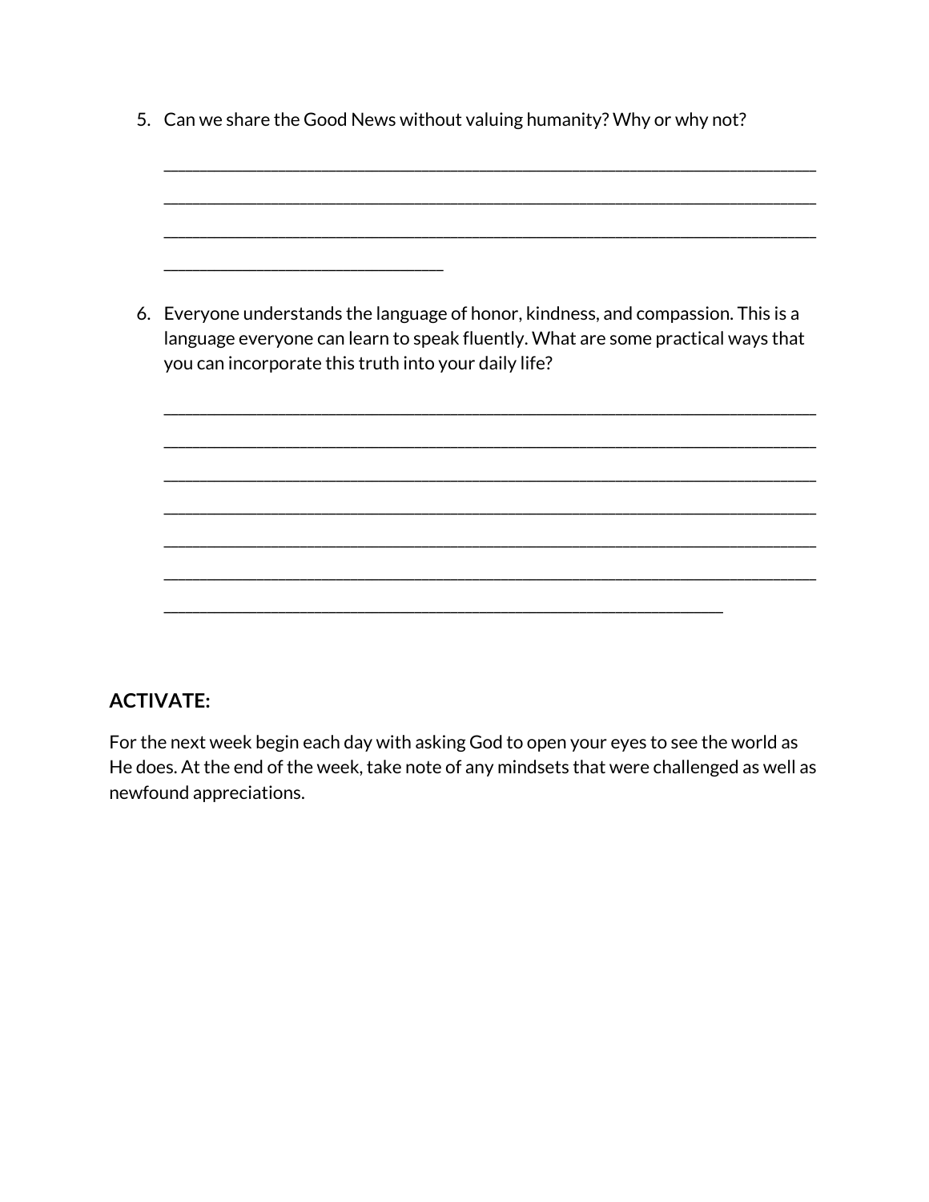5. Can we share the Good News without valuing humanity? Why or why not?

    ___________________________________________________________________________

    ___________________________________________________________________________

    ___________________________________________________________________________

    ________________________________

6. Everyone understands the language of honor, kindness, and compassion. This is a language everyone can learn to speak fluently. What are some practical ways that you can incorporate this truth into your daily life?

    ___________________________________________________________________________

    ___________________________________________________________________________

    ___________________________________________________________________________

    ___________________________________________________________________________

    ___________________________________________________________________________

    ___________________________________________________________________________

    ________________________________________________________________

**ACTIVATE:**

For the next week begin each day with asking God to open your eyes to see the world as He does. At the end of the week, take note of any mindsets that were challenged as well as newfound appreciations.